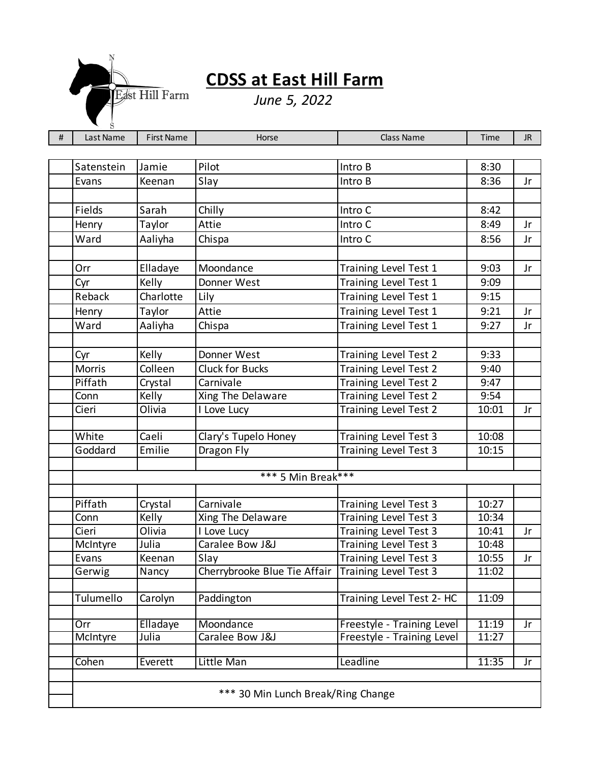# CDSS at East Hill Farm

*June 5, 2022*

| # | Last Name | First Name | Horse | Class Name | Time | JR |
|---|---|---|---|---|---|---|
| | Satenstein | Jamie | Pilot | Intro B | 8:30 | |
| | Evans | Keenan | Slay | Intro B | 8:36 | Jr |
| | | | | | | |
| | Fields | Sarah | Chilly | Intro C | 8:42 | |
| | Henry | Taylor | Attie | Intro C | 8:49 | Jr |
| | Ward | Aaliyha | Chispa | Intro C | 8:56 | Jr |
| | | | | | | |
| | Orr | Elladaye | Moondance | Training Level Test 1 | 9:03 | Jr |
| | Cyr | Kelly | Donner West | Training Level Test 1 | 9:09 | |
| | Reback | Charlotte | Lily | Training Level Test 1 | 9:15 | |
| | Henry | Taylor | Attie | Training Level Test 1 | 9:21 | Jr |
| | Ward | Aaliyha | Chispa | Training Level Test 1 | 9:27 | Jr |
| | | | | | | |
| | Cyr | Kelly | Donner West | Training Level Test 2 | 9:33 | |
| | Morris | Colleen | Cluck for Bucks | Training Level Test 2 | 9:40 | |
| | Piffath | Crystal | Carnivale | Training Level Test 2 | 9:47 | |
| | Conn | Kelly | Xing The Delaware | Training Level Test 2 | 9:54 | |
| | Cieri | Olivia | I Love Lucy | Training Level Test 2 | 10:01 | Jr |
| | | | | | | |
| | White | Caeli | Clary's Tupelo Honey | Training Level Test 3 | 10:08 | |
| | Goddard | Emilie | Dragon Fly | Training Level Test 3 | 10:15 | |
| | | | | | | |
| | *** 5 Min Break*** | | | | | |
| | | | | | | |
| | Piffath | Crystal | Carnivale | Training Level Test 3 | 10:27 | |
| | Conn | Kelly | Xing The Delaware | Training Level Test 3 | 10:34 | |
| | Cieri | Olivia | I Love Lucy | Training Level Test 3 | 10:41 | Jr |
| | McIntyre | Julia | Caralee Bow J&J | Training Level Test 3 | 10:48 | |
| | Evans | Keenan | Slay | Training Level Test 3 | 10:55 | Jr |
| | Gerwig | Nancy | Cherrybrooke Blue Tie Affair | Training Level Test 3 | 11:02 | |
| | | | | | | |
| | Tulumello | Carolyn | Paddington | Training Level Test 2- HC | 11:09 | |
| | | | | | | |
| | Orr | Elladaye | Moondance | Freestyle - Training Level | 11:19 | Jr |
| | McIntyre | Julia | Caralee Bow J&J | Freestyle - Training Level | 11:27 | |
| | | | | | | |
| | Cohen | Everett | Little Man | Leadline | 11:35 | Jr |
| | | | | | | |
| | *** 30 Min Lunch Break/Ring Change | | | | | |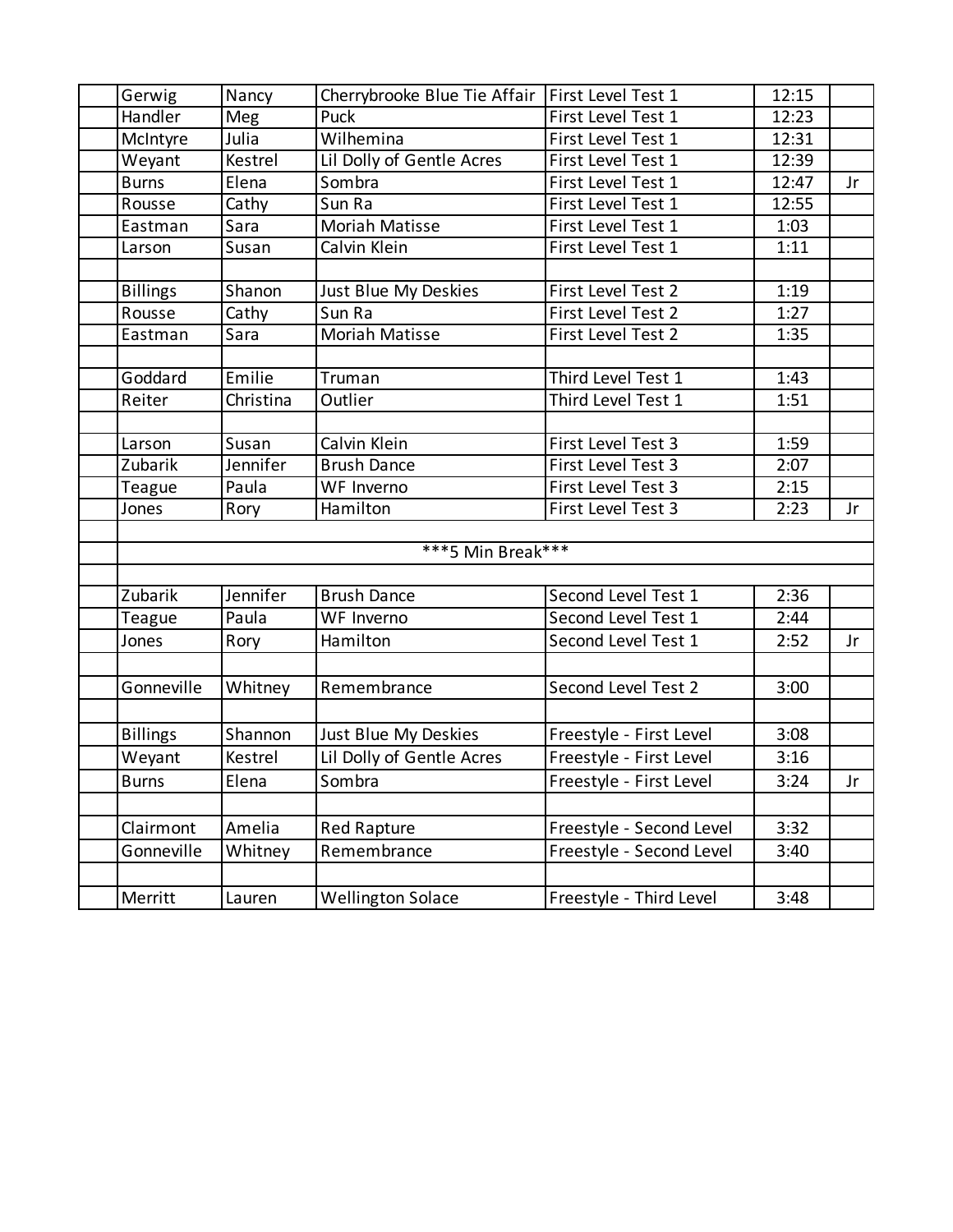| | | | | | |
|---|---|---|---|---|---|
| | Gerwig | Nancy | Cherrybrooke Blue Tie Affair | First Level Test 1 | 12:15 | |
| | Handler | Meg | Puck | First Level Test 1 | 12:23 | |
| | McIntyre | Julia | Wilhemina | First Level Test 1 | 12:31 | |
| | Weyant | Kestrel | Lil Dolly of Gentle Acres | First Level Test 1 | 12:39 | |
| | Burns | Elena | Sombra | First Level Test 1 | 12:47 | Jr |
| | Rousse | Cathy | Sun Ra | First Level Test 1 | 12:55 | |
| | Eastman | Sara | Moriah Matisse | First Level Test 1 | 1:03 | |
| | Larson | Susan | Calvin Klein | First Level Test 1 | 1:11 | |
| | | | | | | |
| | Billings | Shanon | Just Blue My Deskies | First Level Test 2 | 1:19 | |
| | Rousse | Cathy | Sun Ra | First Level Test 2 | 1:27 | |
| | Eastman | Sara | Moriah Matisse | First Level Test 2 | 1:35 | |
| | | | | | | |
| | Goddard | Emilie | Truman | Third Level Test 1 | 1:43 | |
| | Reiter | Christina | Outlier | Third Level Test 1 | 1:51 | |
| | | | | | | |
| | Larson | Susan | Calvin Klein | First Level Test 3 | 1:59 | |
| | Zubarik | Jennifer | Brush Dance | First Level Test 3 | 2:07 | |
| | Teague | Paula | WF Inverno | First Level Test 3 | 2:15 | |
| | Jones | Rory | Hamilton | First Level Test 3 | 2:23 | Jr |
| | | | | | | |
| | ***5 Min Break*** | | | | | |
| | | | | | | |
| | Zubarik | Jennifer | Brush Dance | Second Level Test 1 | 2:36 | |
| | Teague | Paula | WF Inverno | Second Level Test 1 | 2:44 | |
| | Jones | Rory | Hamilton | Second Level Test 1 | 2:52 | Jr |
| | | | | | | |
| | Gonneville | Whitney | Remembrance | Second Level Test 2 | 3:00 | |
| | | | | | | |
| | Billings | Shannon | Just Blue My Deskies | Freestyle - First Level | 3:08 | |
| | Weyant | Kestrel | Lil Dolly of Gentle Acres | Freestyle - First Level | 3:16 | |
| | Burns | Elena | Sombra | Freestyle - First Level | 3:24 | Jr |
| | | | | | | |
| | Clairmont | Amelia | Red Rapture | Freestyle - Second Level | 3:32 | |
| | Gonneville | Whitney | Remembrance | Freestyle - Second Level | 3:40 | |
| | | | | | | |
| | Merritt | Lauren | Wellington Solace | Freestyle - Third Level | 3:48 | |